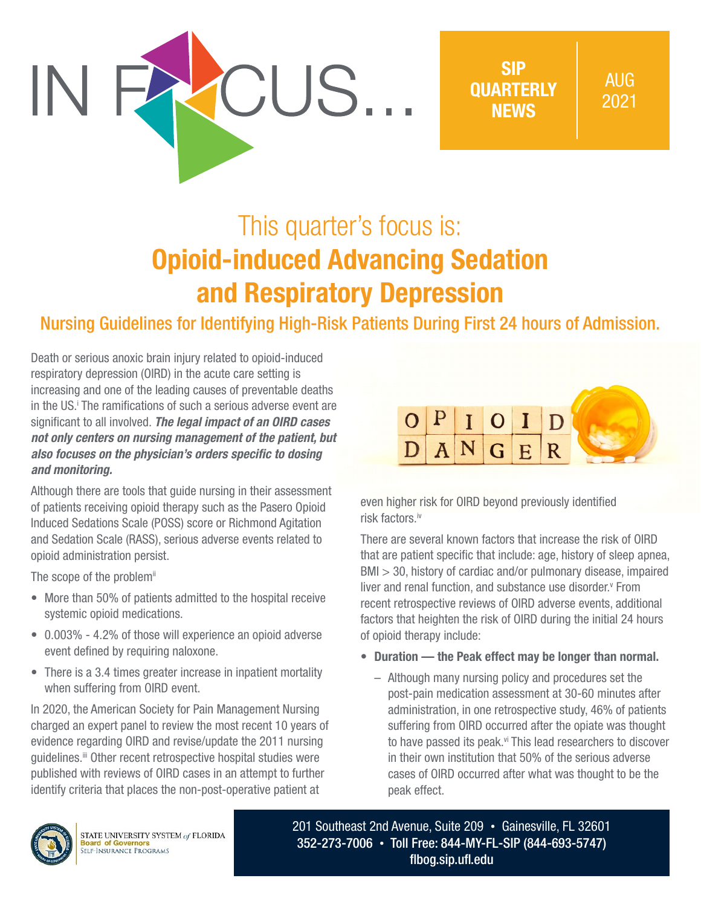# IN FOCUS...

**SIP QUARTERLY NEWS** AUG 2021

## This quarter's focus is:
# Opioid-induced Advancing Sedation and Respiratory Depression

### Nursing Guidelines for Identifying High-Risk Patients During First 24 hours of Admission.

Death or serious anoxic brain injury related to opioid-induced respiratory depression (OIRD) in the acute care setting is increasing and one of the leading causes of preventable deaths in the US.[i] The ramifications of such a serious adverse event are significant to all involved. ***The legal impact of an OIRD cases not only centers on nursing management of the patient, but also focuses on the physician's orders specific to dosing and monitoring.***

Although there are tools that guide nursing in their assessment of patients receiving opioid therapy such as the Pasero Opioid Induced Sedations Scale (POSS) score or Richmond Agitation and Sedation Scale (RASS), serious adverse events related to opioid administration persist.

The scope of the problem[ii]

- More than 50% of patients admitted to the hospital receive systemic opioid medications.
- 0.003% - 4.2% of those will experience an opioid adverse event defined by requiring naloxone.
- There is a 3.4 times greater increase in inpatient mortality when suffering from OIRD event.

In 2020, the American Society for Pain Management Nursing charged an expert panel to review the most recent 10 years of evidence regarding OIRD and revise/update the 2011 nursing guidelines.[iii] Other recent retrospective hospital studies were published with reviews of OIRD cases in an attempt to further identify criteria that places the non-post-operative patient at even higher risk for OIRD beyond previously identified risk factors.[iv]

There are several known factors that increase the risk of OIRD that are patient specific that include: age, history of sleep apnea, BMI > 30, history of cardiac and/or pulmonary disease, impaired liver and renal function, and substance use disorder.[v] From recent retrospective reviews of OIRD adverse events, additional factors that heighten the risk of OIRD during the initial 24 hours of opioid therapy include:

- **Duration — the Peak effect may be longer than normal.**
  - Although many nursing policy and procedures set the post-pain medication assessment at 30-60 minutes after administration, in one retrospective study, 46% of patients suffering from OIRD occurred after the opiate was thought to have passed its peak.[vi] This lead researchers to discover in their own institution that 50% of the serious adverse cases of OIRD occurred after what was thought to be the peak effect.

STATE UNIVERSITY SYSTEM *of* FLORIDA
Board of Governors
Self-Insurance Programs

201 Southeast 2nd Avenue, Suite 209 • Gainesville, FL 32601
352-273-7006 • Toll Free: 844-MY-FL-SIP (844-693-5747)
flbog.sip.ufl.edu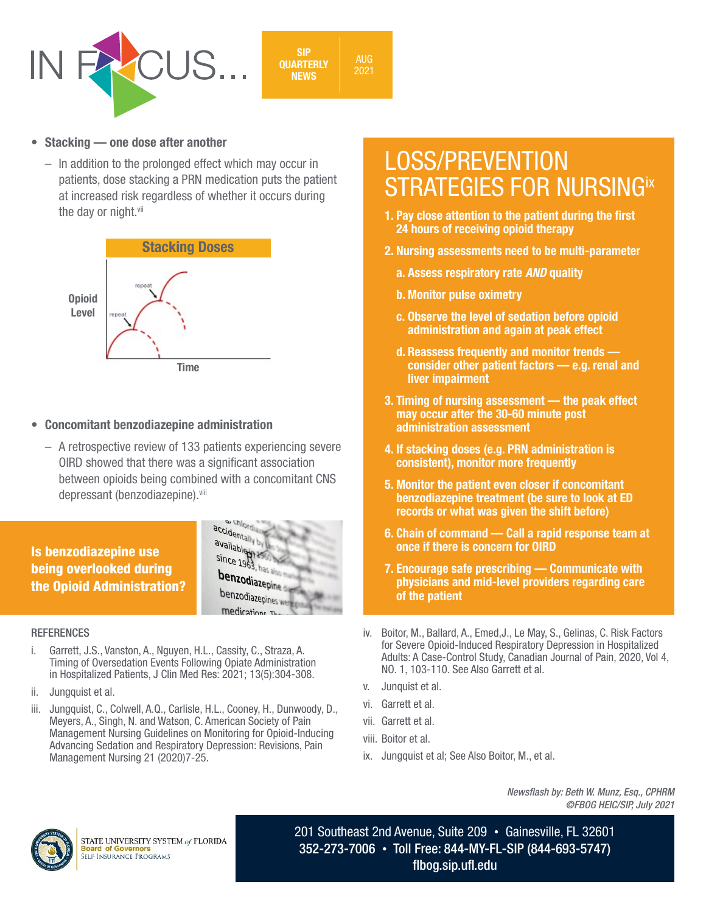- **Stacking — one dose after another**
  - In addition to the prolonged effect which may occur in patients, dose stacking a PRN medication puts the patient at increased risk regardless of whether it occurs during the day or night.[vii]

**Stacking Doses**

Opioid Level

repeat

repeat

Time

- **Concomitant benzodiazepine administration**
  - A retrospective review of 133 patients experiencing severe OIRD showed that there was a significant association between opioids being combined with a concomitant CNS depressant (benzodiazepine).[viii]

**Is benzodiazepine use being overlooked during the Opioid Administration?**

## LOSS/PREVENTION STRATEGIES FOR NURSING[ix]

1. **Pay close attention to the patient during the first 24 hours of receiving opioid therapy**
2. **Nursing assessments need to be multi-parameter**
   a. **Assess respiratory rate *AND* quality**
   b. **Monitor pulse oximetry**
   c. **Observe the level of sedation before opioid administration and again at peak effect**
   d. **Reassess frequently and monitor trends — consider other patient factors — e.g. renal and liver impairment**
3. **Timing of nursing assessment — the peak effect may occur after the 30-60 minute post administration assessment**
4. **If stacking doses (e.g. PRN administration is consistent), monitor more frequently**
5. **Monitor the patient even closer if concomitant benzodiazepine treatment (be sure to look at ED records or what was given the shift before)**
6. **Chain of command — Call a rapid response team at once if there is concern for OIRD**
7. **Encourage safe prescribing — Communicate with physicians and mid-level providers regarding care of the patient**

### REFERENCES

i. Garrett, J.S., Vanston, A., Nguyen, H.L., Cassity, C., Straza, A. Timing of Oversedation Events Following Opiate Administration in Hospitalized Patients, J Clin Med Res: 2021; 13(5):304-308.

ii. Jungquist et al.

iii. Jungquist, C., Colwell, A.Q., Carlisle, H.L., Cooney, H., Dunwoody, D., Meyers, A., Singh, N. and Watson, C. American Society of Pain Management Nursing Guidelines on Monitoring for Opioid-Inducing Advancing Sedation and Respiratory Depression: Revisions, Pain Management Nursing 21 (2020)7-25.

iv. Boitor, M., Ballard, A., Emed,J., Le May, S., Gelinas, C. Risk Factors for Severe Opioid-Induced Respiratory Depression in Hospitalized Adults: A Case-Control Study, Canadian Journal of Pain, 2020, Vol 4, NO. 1, 103-110. See Also Garrett et al.

v. Junquist et al.

vi. Garrett et al.

vii. Garrett et al.

viii. Boitor et al.

ix. Jungquist et al; See Also Boitor, M., et al.

*Newsflash by: Beth W. Munz, Esq., CPHRM*
*©FBOG HEIC/SIP, July 2021*

STATE UNIVERSITY SYSTEM *of* FLORIDA
Board of Governors
SELF-INSURANCE PROGRAMS

201 Southeast 2nd Avenue, Suite 209 • Gainesville, FL 32601
352-273-7006 • Toll Free: 844-MY-FL-SIP (844-693-5747)
flbog.sip.ufl.edu